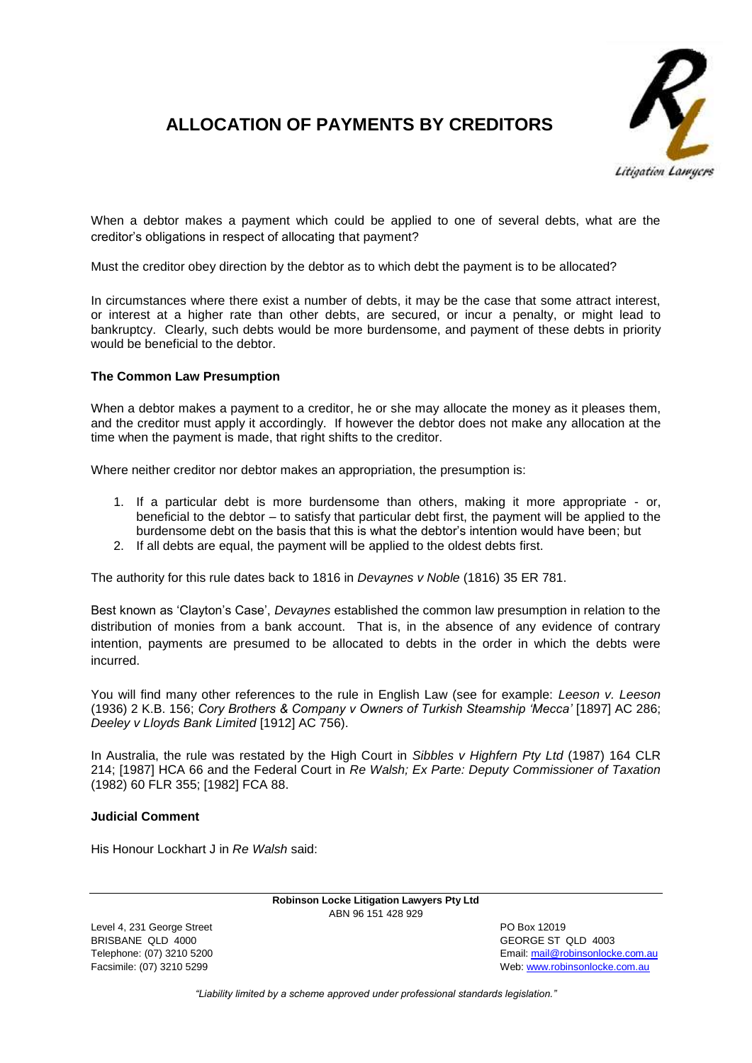# ALLOCATION OF PAYMENTS BY CREDITORS

When a debtor makes a payment which could be applied to one of several debts, what are the creditor's obligations in respect of allocating that payment?

Must the creditor obey direction by the debtor as to which debt the payment is to be allocated?

In circumstances where there exist a number of debts, it may be the case that some attract interest, or interest at a higher rate than other debts, are secured, or incur a penalty, or might lead to bankruptcy. Clearly, such debts would be more burdensome, and payment of these debts in priority would be beneficial to the debtor.

**The Common Law Presumption**

When a debtor makes a payment to a creditor, he or she may allocate the money as it pleases them, and the creditor must apply it accordingly. If however the debtor does not make any allocation at the time when the payment is made, that right shifts to the creditor.

Where neither creditor nor debtor makes an appropriation, the presumption is:

1. If a particular debt is more burdensome than others, making it more appropriate - or, beneficial to the debtor – to satisfy that particular debt first, the payment will be applied to the burdensome debt on the basis that this is what the debtor's intention would have been; but
2. If all debts are equal, the payment will be applied to the oldest debts first.

The authority for this rule dates back to 1816 in *Devaynes v Noble* (1816) 35 ER 781.

Best known as 'Clayton's Case', *Devaynes* established the common law presumption in relation to the distribution of monies from a bank account. That is, in the absence of any evidence of contrary intention, payments are presumed to be allocated to debts in the order in which the debts were incurred.

You will find many other references to the rule in English Law (see for example: *Leeson v. Leeson* (1936) 2 K.B. 156; *Cory Brothers & Company v Owners of Turkish Steamship 'Mecca'* [1897] AC 286; *Deeley v Lloyds Bank Limited* [1912] AC 756).

In Australia, the rule was restated by the High Court in *Sibbles v Highfern Pty Ltd* (1987) 164 CLR 214; [1987] HCA 66 and the Federal Court in *Re Walsh; Ex Parte: Deputy Commissioner of Taxation* (1982) 60 FLR 355; [1982] FCA 88.

**Judicial Comment**

His Honour Lockhart J in *Re Walsh* said: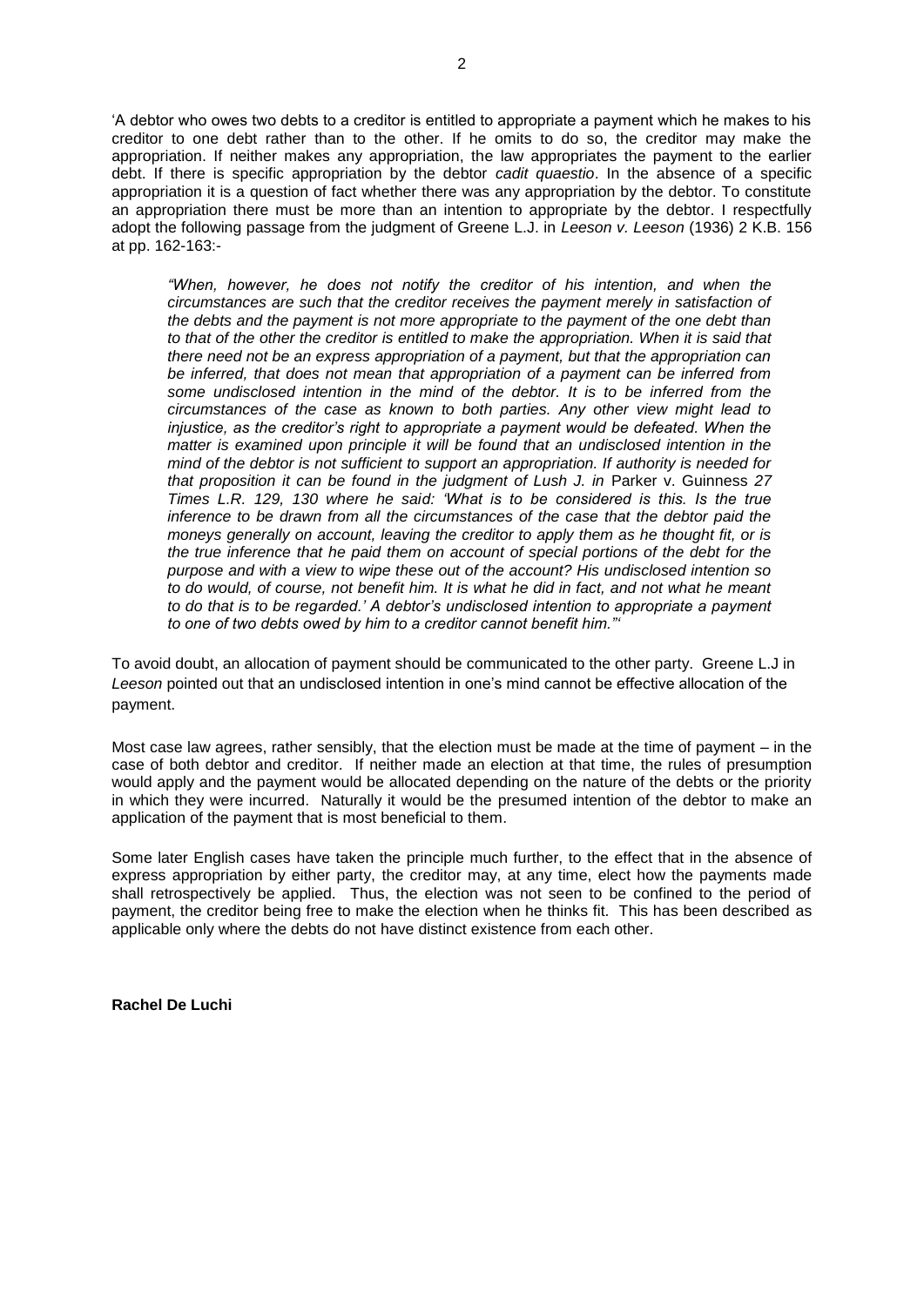'A debtor who owes two debts to a creditor is entitled to appropriate a payment which he makes to his creditor to one debt rather than to the other. If he omits to do so, the creditor may make the appropriation. If neither makes any appropriation, the law appropriates the payment to the earlier debt. If there is specific appropriation by the debtor *cadit quaestio*. In the absence of a specific appropriation it is a question of fact whether there was any appropriation by the debtor. To constitute an appropriation there must be more than an intention to appropriate by the debtor. I respectfully adopt the following passage from the judgment of Greene L.J. in *Leeson v. Leeson* (1936) 2 K.B. 156 at pp. 162-163:-

> *"When, however, he does not notify the creditor of his intention, and when the circumstances are such that the creditor receives the payment merely in satisfaction of the debts and the payment is not more appropriate to the payment of the one debt than to that of the other the creditor is entitled to make the appropriation. When it is said that there need not be an express appropriation of a payment, but that the appropriation can be inferred, that does not mean that appropriation of a payment can be inferred from some undisclosed intention in the mind of the debtor. It is to be inferred from the circumstances of the case as known to both parties. Any other view might lead to injustice, as the creditor's right to appropriate a payment would be defeated. When the matter is examined upon principle it will be found that an undisclosed intention in the mind of the debtor is not sufficient to support an appropriation. If authority is needed for that proposition it can be found in the judgment of Lush J. in* Parker v. Guinness *27 Times L.R. 129, 130 where he said: 'What is to be considered is this. Is the true inference to be drawn from all the circumstances of the case that the debtor paid the moneys generally on account, leaving the creditor to apply them as he thought fit, or is the true inference that he paid them on account of special portions of the debt for the purpose and with a view to wipe these out of the account? His undisclosed intention so to do would, of course, not benefit him. It is what he did in fact, and not what he meant to do that is to be regarded.' A debtor's undisclosed intention to appropriate a payment to one of two debts owed by him to a creditor cannot benefit him."'*

To avoid doubt, an allocation of payment should be communicated to the other party. Greene L.J in *Leeson* pointed out that an undisclosed intention in one's mind cannot be effective allocation of the payment.

Most case law agrees, rather sensibly, that the election must be made at the time of payment – in the case of both debtor and creditor. If neither made an election at that time, the rules of presumption would apply and the payment would be allocated depending on the nature of the debts or the priority in which they were incurred. Naturally it would be the presumed intention of the debtor to make an application of the payment that is most beneficial to them.

Some later English cases have taken the principle much further, to the effect that in the absence of express appropriation by either party, the creditor may, at any time, elect how the payments made shall retrospectively be applied. Thus, the election was not seen to be confined to the period of payment, the creditor being free to make the election when he thinks fit. This has been described as applicable only where the debts do not have distinct existence from each other.

**Rachel De Luchi**